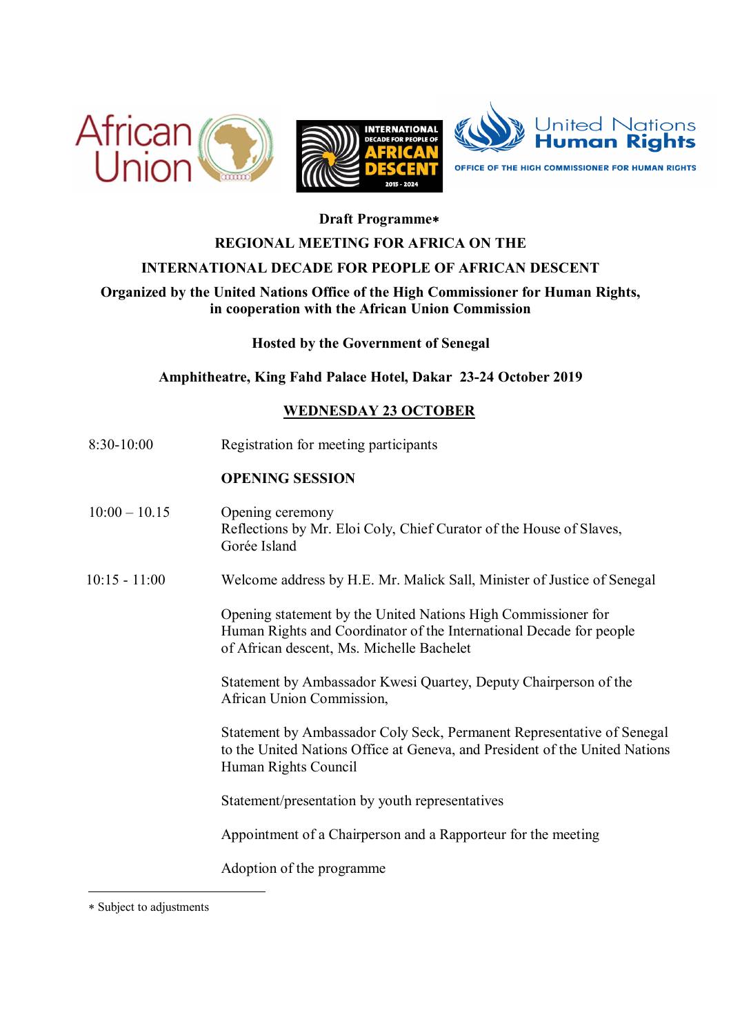**Draft Programme***

# REGIONAL MEETING FOR AFRICA ON THE INTERNATIONAL DECADE FOR PEOPLE OF AFRICAN DESCENT

**Organized by the United Nations Office of the High Commissioner for Human Rights, in cooperation with the African Union Commission**

**Hosted by the Government of Senegal**

**Amphitheatre, King Fahd Palace Hotel, Dakar 23-24 October 2019**

## WEDNESDAY 23 OCTOBER

| | |
|---|---|
| 8:30-10:00 | Registration for meeting participants |
| | **OPENING SESSION** |
| 10:00 – 10.15 | Opening ceremony<br>Reflections by Mr. Eloi Coly, Chief Curator of the House of Slaves, Gorée Island |
| 10:15 - 11:00 | Welcome address by H.E. Mr. Malick Sall, Minister of Justice of Senegal |
| | Opening statement by the United Nations High Commissioner for Human Rights and Coordinator of the International Decade for people of African descent, Ms. Michelle Bachelet |
| | Statement by Ambassador Kwesi Quartey, Deputy Chairperson of the African Union Commission, |
| | Statement by Ambassador Coly Seck, Permanent Representative of Senegal to the United Nations Office at Geneva, and President of the United Nations Human Rights Council |
| | Statement/presentation by youth representatives |
| | Appointment of a Chairperson and a Rapporteur for the meeting |
| | Adoption of the programme |

* Subject to adjustments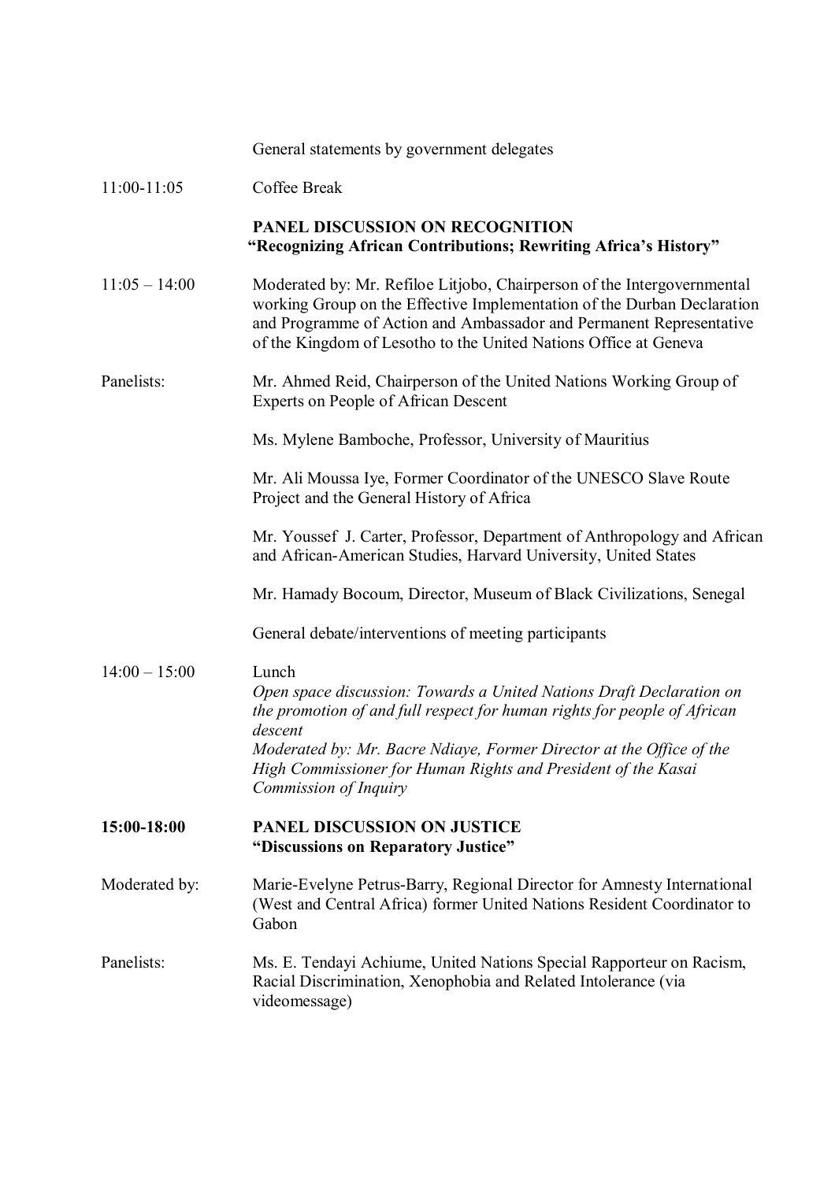| | |
|---|---|
| | General statements by government delegates |
| 11:00-11:05 | Coffee Break |
| | **PANEL DISCUSSION ON RECOGNITION** **"Recognizing African Contributions; Rewriting Africa's History"** |
| 11:05 – 14:00 | Moderated by: Mr. Refiloe Litjobo, Chairperson of the Intergovernmental working Group on the Effective Implementation of the Durban Declaration and Programme of Action and Ambassador and Permanent Representative of the Kingdom of Lesotho to the United Nations Office at Geneva |
| Panelists: | Mr. Ahmed Reid, Chairperson of the United Nations Working Group of Experts on People of African Descent |
| | Ms. Mylene Bamboche, Professor, University of Mauritius |
| | Mr. Ali Moussa Iye, Former Coordinator of the UNESCO Slave Route Project and the General History of Africa |
| | Mr. Youssef J. Carter, Professor, Department of Anthropology and African and African-American Studies, Harvard University, United States |
| | Mr. Hamady Bocoum, Director, Museum of Black Civilizations, Senegal |
| | General debate/interventions of meeting participants |
| 14:00 – 15:00 | Lunch *Open space discussion: Towards a United Nations Draft Declaration on the promotion of and full respect for human rights for people of African descent* *Moderated by: Mr. Bacre Ndiaye, Former Director at the Office of the High Commissioner for Human Rights and President of the Kasai Commission of Inquiry* |
| **15:00-18:00** | **PANEL DISCUSSION ON JUSTICE** **"Discussions on Reparatory Justice"** |
| Moderated by: | Marie-Evelyne Petrus-Barry, Regional Director for Amnesty International (West and Central Africa) former United Nations Resident Coordinator to Gabon |
| Panelists: | Ms. E. Tendayi Achiume, United Nations Special Rapporteur on Racism, Racial Discrimination, Xenophobia and Related Intolerance (via videomessage) |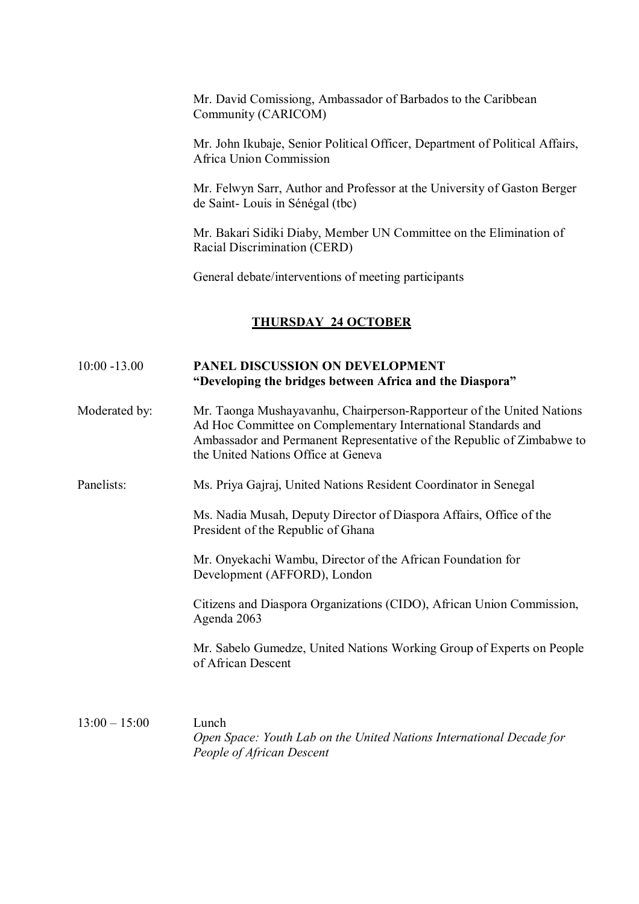Mr. David Comissiong, Ambassador of Barbados to the Caribbean Community (CARICOM)

Mr. John Ikubaje, Senior Political Officer, Department of Political Affairs, Africa Union Commission

Mr. Felwyn Sarr, Author and Professor at the University of Gaston Berger de Saint- Louis in Sénégal (tbc)

Mr. Bakari Sidiki Diaby, Member UN Committee on the Elimination of Racial Discrimination (CERD)

General debate/interventions of meeting participants

## **THURSDAY 24 OCTOBER**

10:00 -13.00 **PANEL DISCUSSION ON DEVELOPMENT**
**"Developing the bridges between Africa and the Diaspora"**

Moderated by: Mr. Taonga Mushayavanhu, Chairperson-Rapporteur of the United Nations Ad Hoc Committee on Complementary International Standards and Ambassador and Permanent Representative of the Republic of Zimbabwe to the United Nations Office at Geneva

Panelists: Ms. Priya Gajraj, United Nations Resident Coordinator in Senegal

Ms. Nadia Musah, Deputy Director of Diaspora Affairs, Office of the President of the Republic of Ghana

Mr. Onyekachi Wambu, Director of the African Foundation for Development (AFFORD), London

Citizens and Diaspora Organizations (CIDO), African Union Commission, Agenda 2063

Mr. Sabelo Gumedze, United Nations Working Group of Experts on People of African Descent

13:00 – 15:00 Lunch
*Open Space: Youth Lab on the United Nations International Decade for People of African Descent*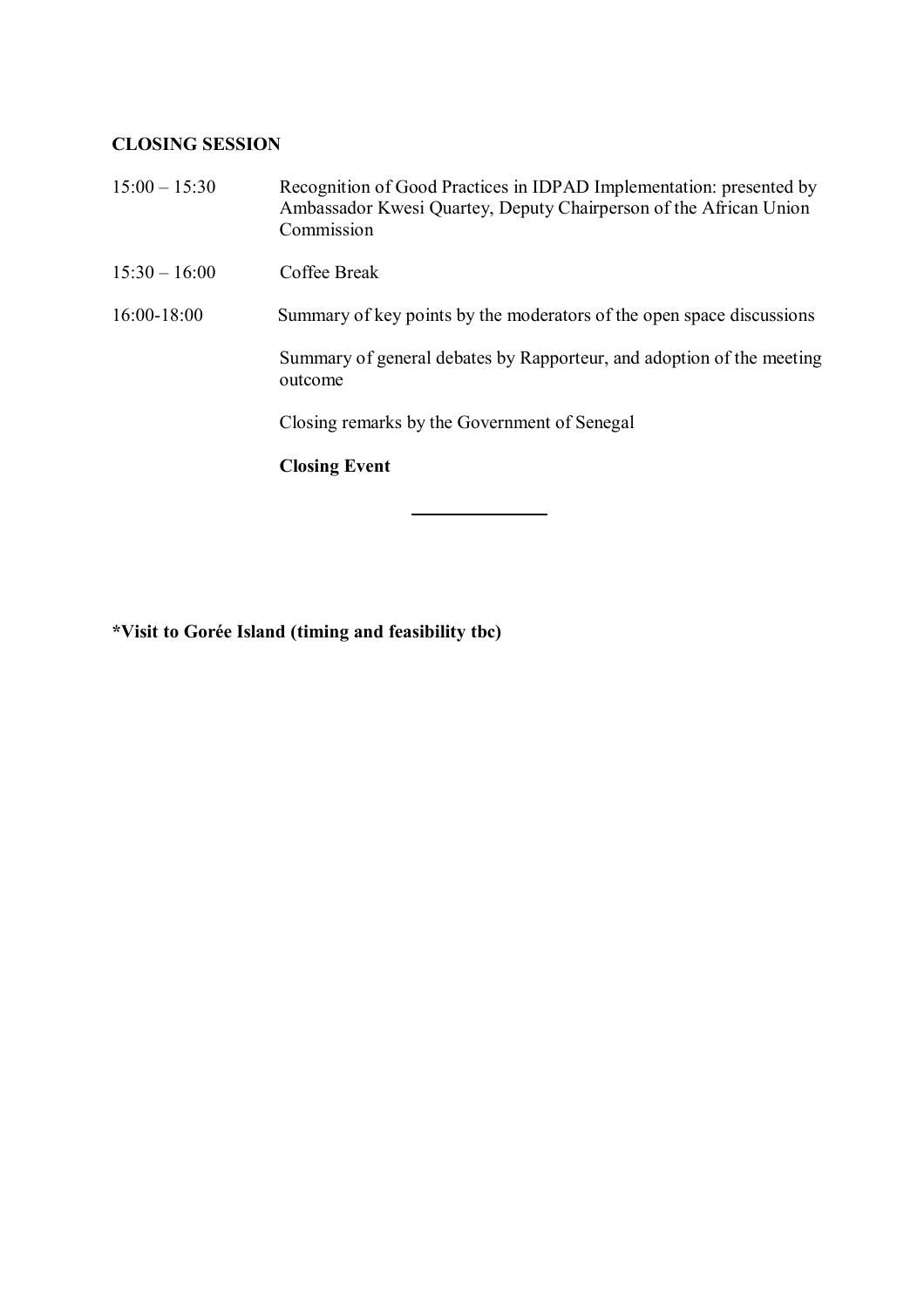**CLOSING SESSION**

| | |
|---|---|
| 15:00 – 15:30 | Recognition of Good Practices in IDPAD Implementation: presented by Ambassador Kwesi Quartey, Deputy Chairperson of the African Union Commission |
| 15:30 – 16:00 | Coffee Break |
| 16:00-18:00 | Summary of key points by the moderators of the open space discussions |
| | Summary of general debates by Rapporteur, and adoption of the meeting outcome |
| | Closing remarks by the Government of Senegal |
| | **Closing Event** |

---

**\*Visit to Gorée Island (timing and feasibility tbc)**